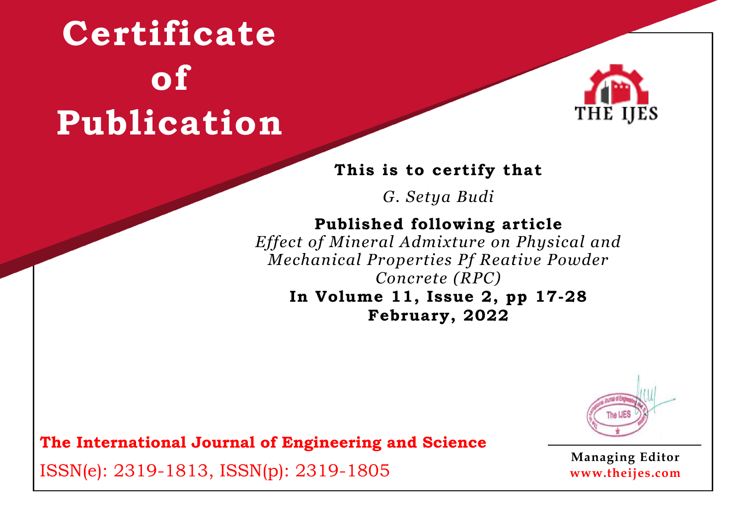# Certificate of Publication

THE IJES

**This is to certify that**

*G. Setya Budi*

**Published following article**

*Effect of Mineral Admixture on Physical and Mechanical Properties Pf Reative Powder Concrete (RPC)*

**In Volume 11, Issue 2, pp 17-28**

**February, 2022**

**The International Journal of Engineering and Science**

ISSN(e): 2319-1813, ISSN(p): 2319-1805

**Managing Editor**

**www.theijes.com**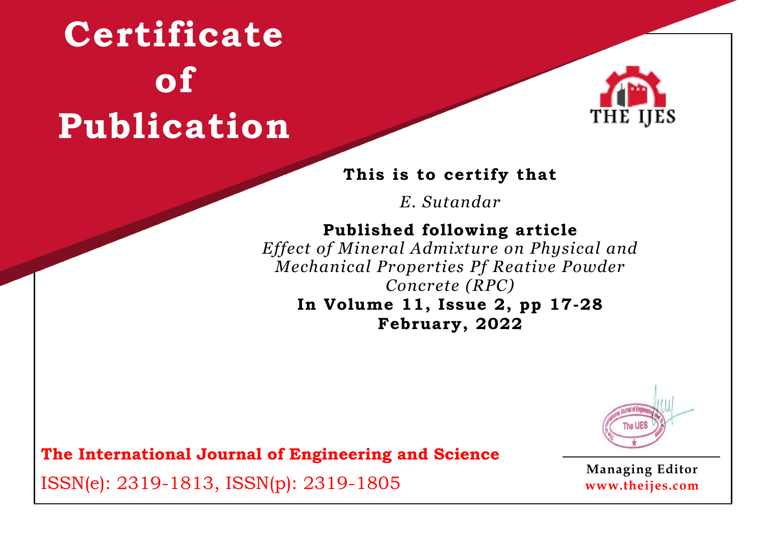# Certificate of Publication

THE IJES

**This is to certify that**

*E. Sutandar*

**Published following article**

*Effect of Mineral Admixture on Physical and Mechanical Properties Pf Reative Powder Concrete (RPC)*

**In Volume 11, Issue 2, pp 17-28**

**February, 2022**

**The International Journal of Engineering and Science**

ISSN(e): 2319-1813, ISSN(p): 2319-1805

**Managing Editor**

**www.theijes.com**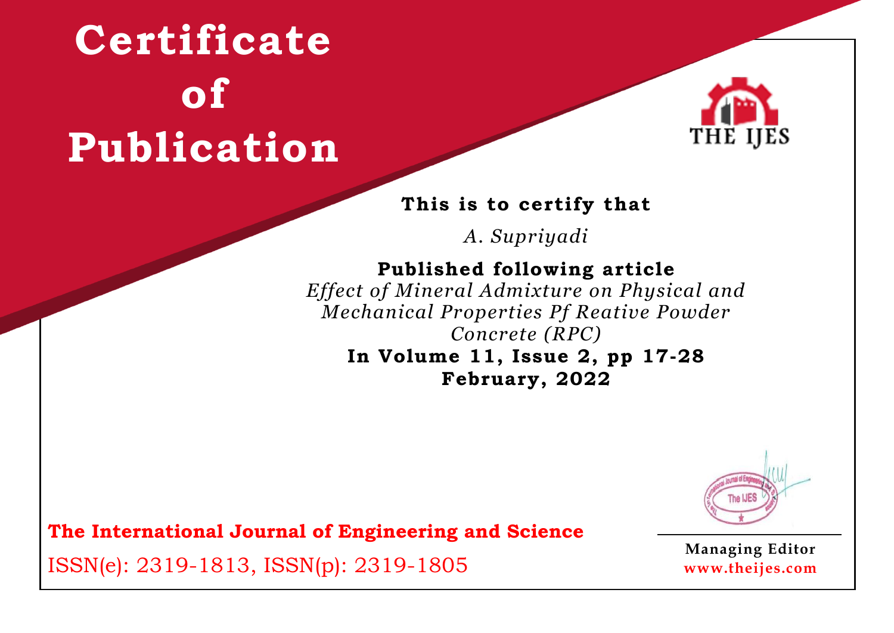# Certificate of Publication

THE IJES

**This is to certify that**

*A. Supriyadi*

**Published following article**

*Effect of Mineral Admixture on Physical and Mechanical Properties Pf Reative Powder Concrete (RPC)*

**In Volume 11, Issue 2, pp 17-28**

**February, 2022**

**The International Journal of Engineering and Science**

ISSN(e): 2319-1813, ISSN(p): 2319-1805

**Managing Editor**

**www.theijes.com**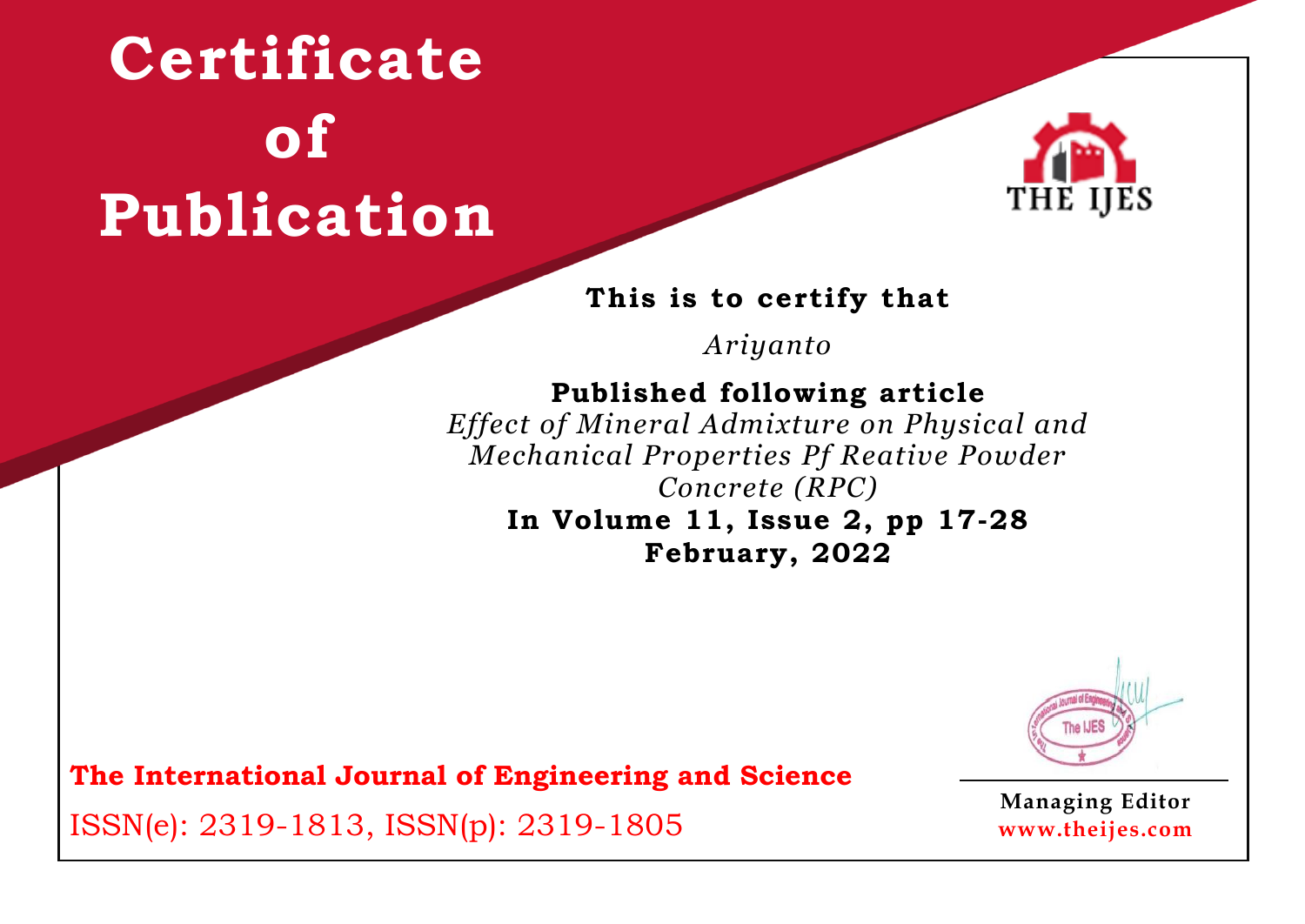# Certificate of Publication

THE IJES

**This is to certify that**

*Ariyanto*

**Published following article**

*Effect of Mineral Admixture on Physical and Mechanical Properties Pf Reative Powder Concrete (RPC)*

**In Volume 11, Issue 2, pp 17-28**

**February, 2022**

**The International Journal of Engineering and Science**

ISSN(e): 2319-1813, ISSN(p): 2319-1805

**Managing Editor**

**www.theijes.com**